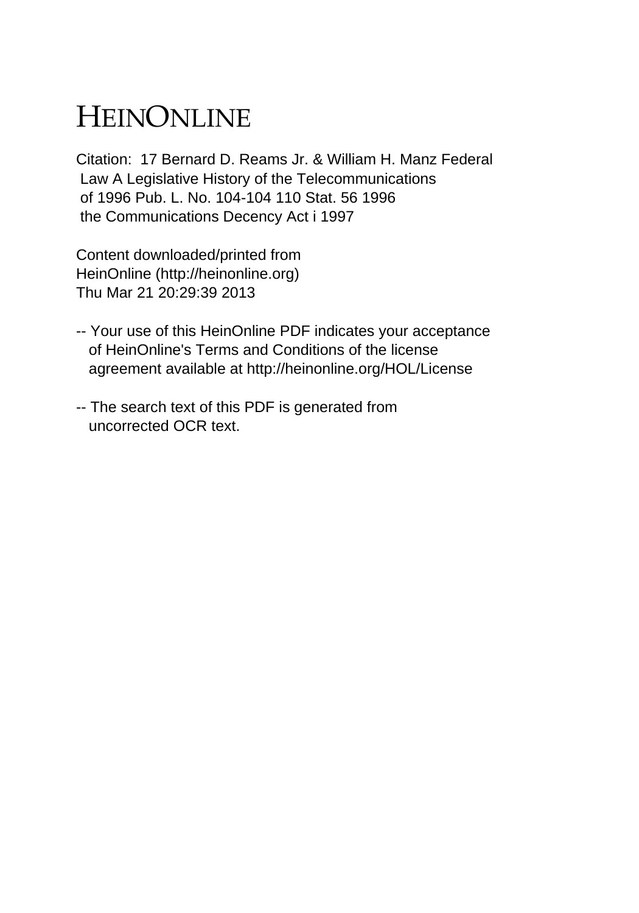# HEINONLINE

Citation: 17 Bernard D. Reams Jr. & William H. Manz Federal Law A Legislative History of the Telecommunications of 1996 Pub. L. No. 104-104 110 Stat. 56 1996 the Communications Decency Act i 1997

Content downloaded/printed from HeinOnline (http://heinonline.org) Thu Mar 21 20:29:39 2013

-- Your use of this HeinOnline PDF indicates your acceptance of HeinOnline's Terms and Conditions of the license agreement available at http://heinonline.org/HOL/License

-- The search text of this PDF is generated from uncorrected OCR text.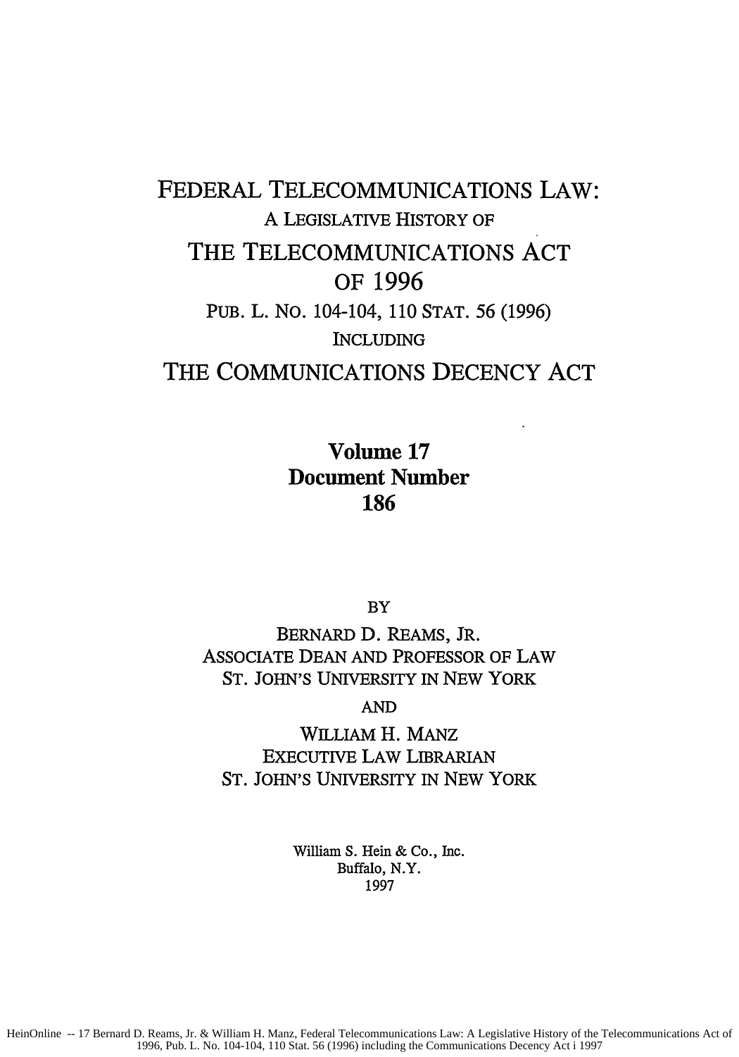# FEDERAL TELECOMMUNICATIONS LAW:

A LEGISLATIVE HISTORY OF

# THE TELECOMMUNICATIONS ACT OF 1996

PUB. L. NO. 104-104, 110 STAT. 56 (1996)

INCLUDING

# THE COMMUNICATIONS DECENCY ACT

**Volume 17**
**Document Number**
**186**

BY

BERNARD D. REAMS, JR.
ASSOCIATE DEAN AND PROFESSOR OF LAW
ST. JOHN'S UNIVERSITY IN NEW YORK

AND

WILLIAM H. MANZ
EXECUTIVE LAW LIBRARIAN
ST. JOHN'S UNIVERSITY IN NEW YORK

William S. Hein & Co., Inc.
Buffalo, N.Y.
1997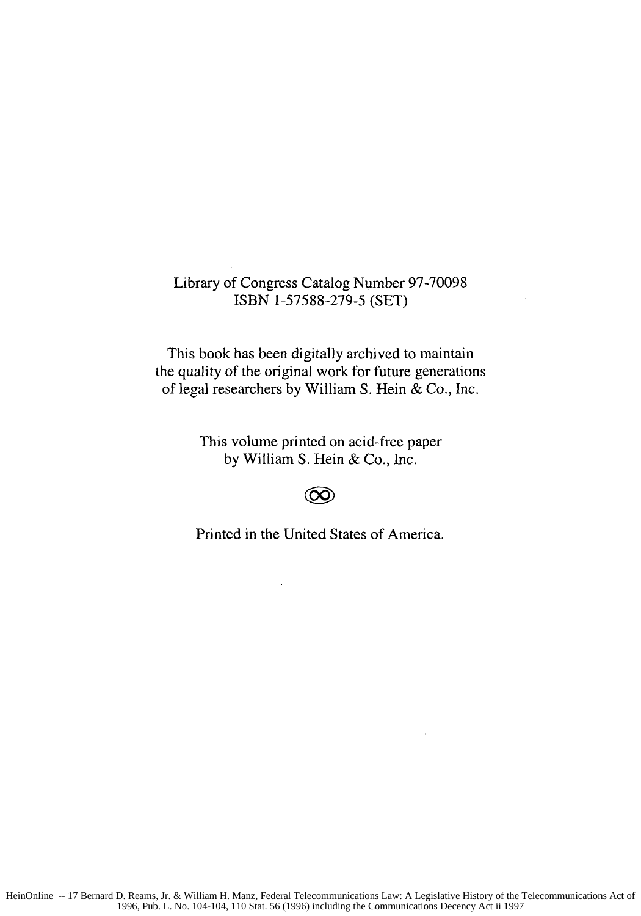Library of Congress Catalog Number 97-70098
ISBN 1-57588-279-5 (SET)

This book has been digitally archived to maintain the quality of the original work for future generations of legal researchers by William S. Hein & Co., Inc.

This volume printed on acid-free paper by William S. Hein & Co., Inc.

∞

Printed in the United States of America.